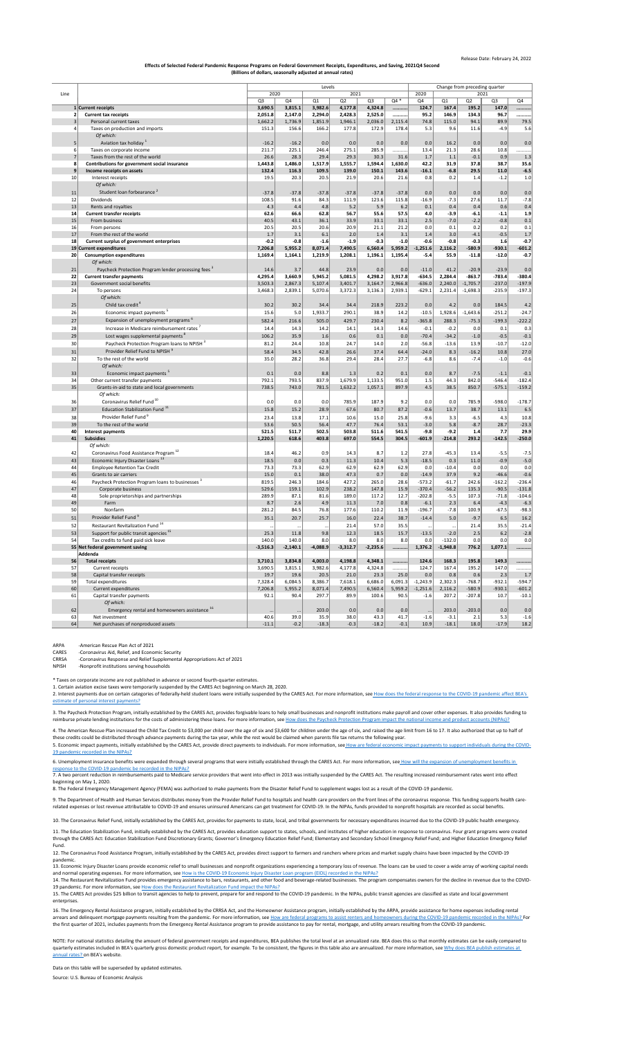Release Date: February 24, 2022

**Effects of Selected Federal Pandemic Response Programs on Federal Government Receipts, Expenditures, and Saving, 2021Q4 Second**
**(Billions of dollars, seasonally adjusted at annual rates)**

| Line | | Levels | | | | | | Change from preceding quarter | | | | |
|---|---|---|---|---|---|---|---|---|---|---|---|---|
| | | 2020 | | 2021 | | | | 2020 | 2021 | | | |
| | | Q3 | Q4 | Q1 | Q2 | Q3 | Q4 * | Q4 | Q1 | Q2 | Q3 | Q4 |
| 1 | **Current receipts** | **3,690.5** | **3,815.1** | **3,982.6** | **4,177.8** | **4,324.8** | **.........** | **124.7** | **167.4** | **195.2** | **147.0** | **.........** |
| 2 | **Current tax receipts** | **2,051.8** | **2,147.0** | **2,294.0** | **2,428.3** | **2,525.0** | **.........** | **95.2** | **146.9** | **134.3** | **96.7** | **.........** |
| 3 | Personal current taxes | 1,662.2 | 1,736.9 | 1,851.9 | 1,946.1 | 2,036.0 | 2,115.4 | 74.8 | 115.0 | 94.1 | 89.9 | 79.5 |
| 4 | Taxes on production and imports | 151.3 | 156.6 | 166.2 | 177.8 | 172.9 | 178.4 | 5.3 | 9.6 | 11.6 | -4.9 | 5.6 |
| | *Of which:* | | | | | | | | | | | |
| 5 | Aviation tax holiday [1] | -16.2 | -16.2 | 0.0 | 0.0 | 0.0 | 0.0 | 0.0 | 16.2 | 0.0 | 0.0 | 0.0 |
| 6 | Taxes on corporate income | 211.7 | 225.1 | 246.4 | 275.1 | 285.9 | ......... | 13.4 | 21.3 | 28.6 | 10.8 | ......... |
| 7 | Taxes from the rest of the world | 26.6 | 28.3 | 29.4 | 29.3 | 30.3 | 31.6 | 1.7 | 1.1 | -0.1 | 0.9 | 1.3 |
| 8 | **Contributions for government social insurance** | **1,443.8** | **1,486.0** | **1,517.9** | **1,555.7** | **1,594.4** | **1,630.0** | **42.2** | **31.9** | **37.8** | **38.7** | **35.6** |
| 9 | **Income receipts on assets** | **132.4** | **116.3** | **109.5** | **139.0** | **150.1** | **143.6** | **-16.1** | **-6.8** | **29.5** | **11.0** | **-6.5** |
| 10 | Interest receipts | 19.5 | 20.3 | 20.5 | 21.9 | 20.6 | 21.6 | 0.8 | 0.2 | 1.4 | -1.2 | 1.0 |
| | *Of which:* | | | | | | | | | | | |
| 11 | Student loan forbearance [2] | -37.8 | -37.8 | -37.8 | -37.8 | -37.8 | -37.8 | 0.0 | 0.0 | 0.0 | 0.0 | 0.0 |
| 12 | Dividends | 108.5 | 91.6 | 84.3 | 111.9 | 123.6 | 115.8 | -16.9 | -7.3 | 27.6 | 11.7 | -7.8 |
| 13 | Rents and royalties | 4.3 | 4.4 | 4.8 | 5.2 | 5.9 | 6.2 | 0.1 | 0.4 | 0.4 | 0.6 | 0.4 |
| 14 | **Current transfer receipts** | **62.6** | **66.6** | **62.8** | **56.7** | **55.6** | **57.5** | **4.0** | **-3.9** | **-6.1** | **-1.1** | **1.9** |
| 15 | From business | 40.5 | 43.1 | 36.1 | 33.9 | 33.1 | 33.1 | 2.5 | -7.0 | -2.2 | -0.8 | 0.1 |
| 16 | From persons | 20.5 | 20.5 | 20.6 | 20.9 | 21.1 | 21.2 | 0.0 | 0.1 | 0.2 | 0.2 | 0.1 |
| 17 | From the rest of the world | 1.7 | 3.1 | 6.1 | 2.0 | 1.4 | 3.1 | 1.4 | 3.0 | -4.1 | -0.5 | 1.7 |
| 18 | **Current surplus of government enterprises** | **-0.2** | **-0.8** | **-1.6** | **-1.9** | **-0.3** | **-1.0** | **-0.6** | **-0.8** | **-0.3** | **1.6** | **-0.7** |
| 19 | **Current expenditures** | **7,206.8** | **5,955.2** | **8,071.4** | **7,490.5** | **6,560.4** | **5,959.2** | **-1,251.6** | **2,116.2** | **-580.9** | **-930.1** | **-601.2** |
| 20 | **Consumption expenditures** | **1,169.4** | **1,164.1** | **1,219.9** | **1,208.1** | **1,196.1** | **1,195.4** | **-5.4** | **55.9** | **-11.8** | **-12.0** | **-0.7** |
| | *Of which:* | | | | | | | | | | | |
| 21 | Paycheck Protection Program lender processing fees [3] | 14.6 | 3.7 | 44.8 | 23.9 | 0.0 | 0.0 | -11.0 | 41.2 | -20.9 | -23.9 | 0.0 |
| 22 | **Current transfer payments** | **4,295.4** | **3,660.9** | **5,945.2** | **5,081.5** | **4,298.2** | **3,917.8** | **-634.5** | **2,284.4** | **-863.7** | **-783.4** | **-380.4** |
| 23 | Government social benefits | 3,503.3 | 2,867.3 | 5,107.4 | 3,401.7 | 3,164.7 | 2,966.8 | -636.0 | 2,240.0 | -1,705.7 | -237.0 | -197.9 |
| 24 | To persons | 3,468.3 | 2,839.1 | 5,070.6 | 3,372.3 | 3,136.3 | 2,939.1 | -629.1 | 2,231.4 | -1,698.3 | -235.9 | -197.3 |
| | *Of which:* | | | | | | | | | | | |
| 25 | Child tax credit [4] | 30.2 | 30.2 | 34.4 | 34.4 | 218.9 | 223.2 | 0.0 | 4.2 | 0.0 | 184.5 | 4.2 |
| 26 | Economic impact payments [5] | 15.6 | 5.0 | 1,933.7 | 290.1 | 38.9 | 14.2 | -10.5 | 1,928.6 | -1,643.6 | -251.2 | -24.7 |
| 27 | Expansion of unemployment programs [6] | 582.4 | 216.6 | 505.0 | 429.7 | 230.4 | 8.2 | -365.8 | 288.3 | -75.3 | -199.3 | -222.2 |
| 28 | Increase in Medicare reimbursement rates [7] | 14.4 | 14.3 | 14.2 | 14.1 | 14.3 | 14.6 | -0.1 | -0.2 | 0.0 | 0.1 | 0.3 |
| 29 | Lost wages supplemental payments [8] | 106.2 | 35.9 | 1.6 | 0.6 | 0.1 | 0.0 | -70.4 | -34.2 | -1.0 | -0.5 | -0.1 |
| 30 | Paycheck Protection Program loans to NPISH [3] | 81.2 | 24.4 | 10.8 | 24.7 | 14.0 | 2.0 | -56.8 | -13.6 | 13.9 | -10.7 | -12.0 |
| 31 | Provider Relief Fund to NPISH [9] | 58.4 | 34.5 | 42.8 | 26.6 | 37.4 | 64.4 | -24.0 | 8.3 | -16.2 | 10.8 | 27.0 |
| 32 | To the rest of the world | 35.0 | 28.2 | 36.8 | 29.4 | 28.4 | 27.7 | -6.8 | 8.6 | -7.4 | -1.0 | -0.6 |
| | *Of which:* | | | | | | | | | | | |
| 33 | Economic impact payments [5] | 0.1 | 0.0 | 8.8 | 1.3 | 0.2 | 0.1 | 0.0 | 8.7 | -7.5 | -1.1 | -0.1 |
| 34 | Other current transfer payments | 792.1 | 793.5 | 837.9 | 1,679.9 | 1,133.5 | 951.0 | 1.5 | 44.3 | 842.0 | -546.4 | -182.4 |
| 35 | Grants-in-aid to state and local governments | 738.5 | 743.0 | 781.5 | 1,632.2 | 1,057.1 | 897.9 | 4.5 | 38.5 | 850.7 | -575.1 | -159.2 |
| | *Of which:* | | | | | | | | | | | |
| 36 | Coronavirus Relief Fund [10] | 0.0 | 0.0 | 0.0 | 785.9 | 187.9 | 9.2 | 0.0 | 0.0 | 785.9 | -598.0 | -178.7 |
| 37 | Education Stabilization Fund [11] | 15.8 | 15.2 | 28.9 | 67.6 | 80.7 | 87.2 | -0.6 | 13.7 | 38.7 | 13.1 | 6.5 |
| 38 | Provider Relief Fund [9] | 23.4 | 13.8 | 17.1 | 10.6 | 15.0 | 25.8 | -9.6 | 3.3 | -6.5 | 4.3 | 10.8 |
| 39 | To the rest of the world | 53.6 | 50.5 | 56.4 | 47.7 | 76.4 | 53.1 | -3.0 | 5.8 | -8.7 | 28.7 | -23.3 |
| 40 | **Interest payments** | **521.5** | **511.7** | **502.5** | **503.8** | **511.6** | **541.5** | **-9.8** | **-9.2** | **1.4** | **7.7** | **29.9** |
| 41 | **Subsidies** | **1,220.5** | **618.6** | **403.8** | **697.0** | **554.5** | **304.5** | **-601.9** | **-214.8** | **293.2** | **-142.5** | **-250.0** |
| | *Of which:* | | | | | | | | | | | |
| 42 | Coronavirus Food Assistance Program [12] | 18.4 | 46.2 | 0.9 | 14.3 | 8.7 | 1.2 | 27.8 | -45.3 | 13.4 | -5.5 | -7.5 |
| 43 | Economic Injury Disaster Loans [13] | 18.5 | 0.0 | 0.3 | 11.3 | 10.4 | 5.3 | -18.5 | 0.3 | 11.0 | -0.9 | -5.0 |
| 44 | Employee Retention Tax Credit | 73.3 | 73.3 | 62.9 | 62.9 | 62.9 | 62.9 | 0.0 | -10.4 | 0.0 | 0.0 | 0.0 |
| 45 | Grants to air carriers | 15.0 | 0.1 | 38.0 | 47.3 | 0.7 | 0.0 | -14.9 | 37.9 | 9.2 | -46.6 | -0.6 |
| 46 | Paycheck Protection Program loans to businesses [3] | 819.5 | 246.3 | 184.6 | 427.2 | 265.0 | 28.6 | -573.2 | -61.7 | 242.6 | -162.2 | -236.4 |
| 47 | Corporate business | 529.6 | 159.1 | 102.9 | 238.2 | 147.8 | 15.9 | -370.4 | -56.2 | 135.3 | -90.5 | -131.8 |
| 48 | Sole proprietorships and partnerships | 289.9 | 87.1 | 81.6 | 189.0 | 117.2 | 12.7 | -202.8 | -5.5 | 107.3 | -71.8 | -104.6 |
| 49 | Farm | 8.7 | 2.6 | 4.9 | 11.3 | 7.0 | 0.8 | -6.1 | 2.3 | 6.4 | -4.3 | -6.3 |
| 50 | Nonfarm | 281.2 | 84.5 | 76.8 | 177.6 | 110.2 | 11.9 | -196.7 | -7.8 | 100.9 | -67.5 | -98.3 |
| 51 | Provider Relief Fund [9] | 35.1 | 20.7 | 25.7 | 16.0 | 22.4 | 38.7 | -14.4 | 5.0 | -9.7 | 6.5 | 16.2 |
| 52 | Restaurant Revitalization Fund [14] | ... | ... | ... | 21.4 | 57.0 | 35.5 | ... | ... | 21.4 | 35.5 | -21.4 |
| 53 | Support for public transit agencies [15] | 25.3 | 11.8 | 9.8 | 12.3 | 18.5 | 15.7 | -13.5 | -2.0 | 2.5 | 6.2 | -2.8 |
| 54 | Tax credits to fund paid sick leave | 140.0 | 140.0 | 8.0 | 8.0 | 8.0 | 8.0 | 0.0 | -132.0 | 0.0 | 0.0 | 0.0 |
| 55 | **Net federal government saving** | **-3,516.3** | **-2,140.1** | **-4,088.9** | **-3,312.7** | **-2,235.6** | **.........** | **1,376.2** | **-1,948.8** | **776.2** | **1,077.1** | **.........** |
| | **Addenda** | | | | | | | | | | | |
| 56 | **Total receipts** | **3,710.1** | **3,834.8** | **4,003.0** | **4,198.8** | **4,348.1** | **.........** | **124.6** | **168.3** | **195.8** | **149.3** | **.........** |
| 57 | Current receipts | 3,690.5 | 3,815.1 | 3,982.6 | 4,177.8 | 4,324.8 | ......... | 124.7 | 167.4 | 195.2 | 147.0 | ......... |
| 58 | Capital transfer receipts | 19.7 | 19.6 | 20.5 | 21.0 | 23.3 | 25.0 | 0.0 | 0.8 | 0.6 | 2.3 | 1.7 |
| 59 | Total expenditures | 7,328.4 | 6,084.5 | 8,386.7 | 7,618.1 | 6,686.0 | 6,091.3 | -1,243.9 | 2,302.3 | -768.7 | -932.1 | -594.7 |
| 60 | Current expenditures | 7,206.8 | 5,955.2 | 8,071.4 | 7,490.5 | 6,560.4 | 5,959.2 | -1,251.6 | 2,116.2 | -580.9 | -930.1 | -601.2 |
| 61 | Capital transfer payments | 92.1 | 90.4 | 297.7 | 89.9 | 100.6 | 90.5 | -1.6 | 207.2 | -207.8 | 10.7 | -10.1 |
| | *Of which:* | | | | | | | | | | | |
| 62 | Emergency rental and homeowners assistance [16] | ... | ... | 203.0 | 0.0 | 0.0 | 0.0 | ... | 203.0 | -203.0 | 0.0 | 0.0 |
| 63 | Net investment | 40.6 | 39.0 | 35.9 | 38.0 | 43.3 | 41.7 | -1.6 | -3.1 | 2.1 | 5.3 | -1.6 |
| 64 | Net purchases of nonproduced assets | -11.1 | -0.2 | -18.3 | -0.3 | -18.2 | -0.1 | 10.9 | -18.1 | 18.0 | -17.9 | 18.2 |

ARPA -American Rescue Plan Act of 2021
CARES -Coronavirus Aid, Relief, and Economic Security
CRRSA -Coronavirus Response and Relief Supplemental Appropriations Act of 2021
NPISH -Nonprofit institutions serving households

\* Taxes on corporate income are not published in advance or second fourth-quarter estimates.

1. Certain aviation excise taxes were temporarily suspended by the CARES Act beginning on March 28, 2020.

2. Interest payments due on certain categories of federally-held student loans were initially suspended by the CARES Act. For more information, see How does the federal response to the COVID-19 pandemic affect BEA's estimate of personal interest payments?

3. The Paycheck Protection Program, initially established by the CARES Act, provides forgivable loans to help small businesses and nonprofit institutions make payroll and cover other expenses. It also provides funding to reimburse private lending institutions for the costs of administering these loans. For more information, see How does the Paycheck Protection Program impact the national income and product accounts (NIPAs)?

4. The American Rescue Plan increased the Child Tax Credit to $3,000 per child over the age of six and $3,600 for children under the age of six, and raised the age limit from 16 to 17. It also authorized that up to half of these credits could be distributed through advance payments during the tax year, while the rest would be claimed when parents file tax returns the following year.

5. Economic impact payments, initially established by the CARES Act, provide direct payments to individuals. For more information, see How are federal economic impact payments to support individuals during the COVID-19 pandemic recorded in the NIPAs?

6. Unemployment insurance benefits were expanded through several programs that were initially established through the CARES Act. For more information, see How will the expansion of unemployment benefits in response to the COVID-19 pandemic be recorded in the NIPAs?

7. A two percent reduction in reimbursements paid to Medicare service providers that went into effect in 2013 was initially suspended by the CARES Act. The resulting increased reimbursement rates went into effect beginning on May 1, 2020.

8. The Federal Emergency Management Agency (FEMA) was authorized to make payments from the Disaster Relief Fund to supplement wages lost as a result of the COVID-19 pandemic.

9. The Department of Health and Human Services distributes money from the Provider Relief Fund to hospitals and health care providers on the front lines of the coronavirus response. This funding supports health care-related expenses or lost revenue attributable to COVID-19 and ensures uninsured Americans can get treatment for COVID-19. In the NIPAs, funds provided to nonprofit hospitals are recorded as social benefits.

10. The Coronavirus Relief Fund, initially established by the CARES Act, provides for payments to state, local, and tribal governments for necessary expenditures incurred due to the COVID-19 public health emergency.

11. The Education Stabilization Fund, initially established by the CARES Act, provides education support to states, schools, and institutes of higher education in response to coronavirus. Four grant programs were created through the CARES Act: Education Stabilization Fund Discretionary Grants; Governor's Emergency Education Relief Fund; Elementary and Secondary School Emergency Relief Fund; and Higher Education Emergency Relief Fund.

12. The Coronavirus Food Assistance Program, initially established by the CARES Act, provides direct support to farmers and ranchers where prices and market supply chains have been impacted by the COVID-19 pandemic.

13. Economic Injury Disaster Loans provide economic relief to small businesses and nonprofit organizations experiencing a temporary loss of revenue. The loans can be used to cover a wide array of working capital needs and normal operating expenses. For more information, see How is the COVID-19 Economic Injury Disaster Loan program (EIDL) recorded in the NIPAs?

14. The Restaurant Revitalization Fund provides emergency assistance to bars, restaurants, and other food and beverage-related businesses. The program compensates owners for the decline in revenue due to the COVID-19 pandemic. For more information, see How does the Restaurant Revitalization Fund impact the NIPAs?

15. The CARES Act provides $25 billion to transit agencies to help to prevent, prepare for and respond to the COVID-19 pandemic. In the NIPAs, public transit agencies are classified as state and local government enterprises.

16. The Emergency Rental Assistance program, initially established by the CRRSA Act, and the Homeowner Assistance program, initially established by the ARPA, provide assistance for home expenses including rental arrears and delinquent mortgage payments resulting from the pandemic. For more information, see How are federal programs to assist renters and homeowners during the COVID-19 pandemic recorded in the NIPAs? For the first quarter of 2021, includes payments from the Emergency Rental Assistance program to provide assistance to pay for rental, mortgage, and utility arrears resulting from the COVID-19 pandemic.

NOTE: For national statistics detailing the amount of federal government receipts and expenditures, BEA publishes the total level at an annualized rate. BEA does this so that monthly estimates can be easily compared to quarterly estimates included in BEA's quarterly gross domestic product report, for example. To be consistent, the figures in this table also are annualized. For more information, see Why does BEA publish estimates at annual rates? on BEA's website.

Data on this table will be superseded by updated estimates.

Source: U.S. Bureau of Economic Analysis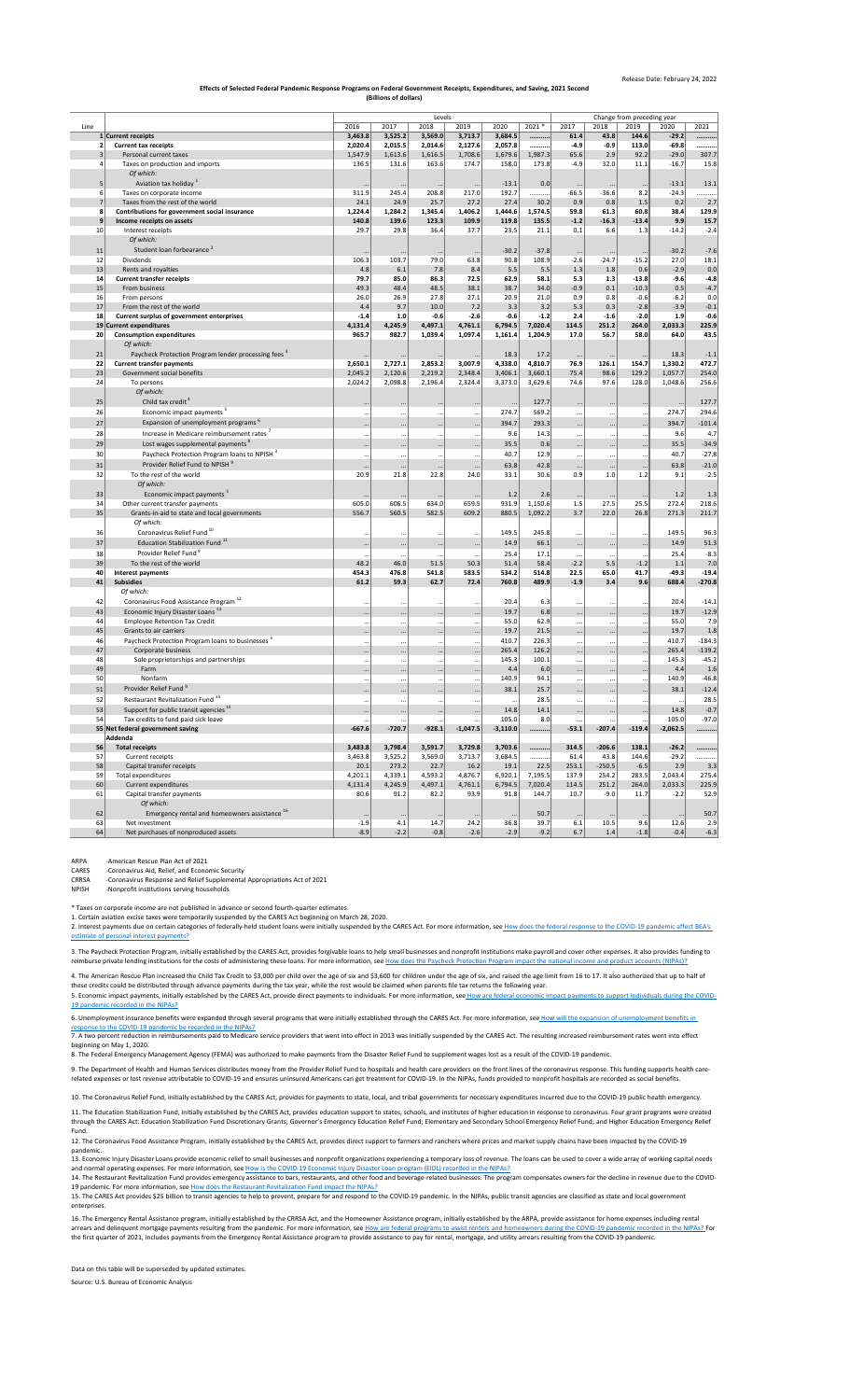Release Date: February 24, 2022

**Effects of Selected Federal Pandemic Response Programs on Federal Government Receipts, Expenditures, and Saving, 2021 Second**
**(Billions of dollars)**

| Line | | Levels | | | | | | Change from preceding year | | | | |
|---|---|---|---|---|---|---|---|---|---|---|---|---|
| | | 2016 | 2017 | 2018 | 2019 | 2020 | 2021 * | 2017 | 2018 | 2019 | 2020 | 2021 |
| 1 | **Current receipts** | 3,463.8 | 3,525.2 | 3,569.0 | 3,713.7 | 3,684.5 | .......... | 61.4 | 43.8 | 144.6 | -29.2 | .......... |
| 2 | **Current tax receipts** | 2,020.4 | 2,015.5 | 2,014.6 | 2,127.6 | 2,057.8 | .......... | -4.9 | -0.9 | 113.0 | -69.8 | .......... |
| 3 | Personal current taxes | 1,547.9 | 1,613.6 | 1,616.5 | 1,708.6 | 1,679.6 | 1,987.3 | 65.6 | 2.9 | 92.2 | -29.0 | 307.7 |
| 4 | Taxes on production and imports | 136.5 | 131.6 | 163.6 | 174.7 | 158.0 | 173.8 | -4.9 | 32.0 | 11.1 | -16.7 | 15.8 |
| | *Of which:* | | | | | | | | | | | |
| 5 | Aviation tax holiday [1] | ... | ... | ... | ... | -13.1 | 0.0 | ... | ... | ... | -13.1 | 13.1 |
| 6 | Taxes on corporate income | 311.9 | 245.4 | 208.8 | 217.0 | 192.7 | .......... | -66.5 | -36.6 | 8.2 | -24.3 | .......... |
| 7 | Taxes from the rest of the world | 24.1 | 24.9 | 25.7 | 27.2 | 27.4 | 30.2 | 0.9 | 0.8 | 1.5 | 0.2 | 2.7 |
| 8 | **Contributions for government social insurance** | 1,224.4 | 1,284.2 | 1,345.4 | 1,406.2 | 1,444.6 | 1,574.5 | 59.8 | 61.3 | 60.8 | 38.4 | 129.9 |
| 9 | **Income receipts on assets** | 140.8 | 139.6 | 123.3 | 109.9 | 119.8 | 135.5 | -1.2 | -16.3 | -13.4 | 9.9 | 15.7 |
| 10 | Interest receipts | 29.7 | 29.8 | 36.4 | 37.7 | 23.5 | 21.1 | 0.1 | 6.6 | 1.3 | -14.2 | -2.4 |
| | *Of which:* | | | | | | | | | | | |
| 11 | Student loan forbearance [2] | ... | ... | ... | ... | -30.2 | -37.8 | ... | ... | ... | -30.2 | -7.6 |
| 12 | Dividends | 106.3 | 103.7 | 79.0 | 63.8 | 90.8 | 108.9 | -2.6 | -24.7 | -15.2 | 27.0 | 18.1 |
| 13 | Rents and royalties | 4.8 | 6.1 | 7.8 | 8.4 | 5.5 | 5.5 | 1.3 | 1.8 | 0.6 | -2.9 | 0.0 |
| 14 | **Current transfer receipts** | 79.7 | 85.0 | 86.3 | 72.5 | 62.9 | 58.1 | 5.3 | 1.3 | -13.8 | -9.6 | -4.8 |
| 15 | From business | 49.3 | 48.4 | 48.5 | 38.1 | 38.7 | 34.0 | -0.9 | 0.1 | -10.3 | 0.5 | -4.7 |
| 16 | From persons | 26.0 | 26.9 | 27.8 | 27.1 | 20.9 | 21.0 | 0.9 | 0.8 | -0.6 | -6.2 | 0.0 |
| 17 | From the rest of the world | 4.4 | 9.7 | 10.0 | 7.2 | 3.3 | 3.2 | 5.3 | 0.3 | -2.8 | -3.9 | -0.1 |
| 18 | **Current surplus of government enterprises** | -1.4 | 1.0 | -0.6 | -2.6 | -0.6 | -1.2 | 2.4 | -1.6 | -2.0 | 1.9 | -0.6 |
| 19 | **Current expenditures** | 4,131.4 | 4,245.9 | 4,497.1 | 4,761.1 | 6,794.5 | 7,020.4 | 114.5 | 251.2 | 264.0 | 2,033.3 | 225.9 |
| 20 | **Consumption expenditures** | 965.7 | 982.7 | 1,039.4 | 1,097.4 | 1,161.4 | 1,204.9 | 17.0 | 56.7 | 58.0 | 64.0 | 43.5 |
| | *Of which:* | | | | | | | | | | | |
| 21 | Paycheck Protection Program lender processing fees [3] | ... | ... | ... | ... | 18.3 | 17.2 | ... | ... | ... | 18.3 | -1.1 |
| 22 | **Current transfer payments** | 2,650.1 | 2,727.1 | 2,853.2 | 3,007.9 | 4,338.0 | 4,810.7 | 76.9 | 126.1 | 154.7 | 1,330.2 | 472.7 |
| 23 | Government social benefits | 2,045.2 | 2,120.6 | 2,219.2 | 2,348.4 | 3,406.1 | 3,660.1 | 75.4 | 98.6 | 129.2 | 1,057.7 | 254.0 |
| 24 | To persons | 2,024.2 | 2,098.8 | 2,196.4 | 2,324.4 | 3,373.0 | 3,629.6 | 74.6 | 97.6 | 128.0 | 1,048.6 | 256.6 |
| | *Of which:* | | | | | | | | | | | |
| 25 | Child tax credit [4] | ... | ... | ... | ... | ... | 127.7 | ... | ... | ... | ... | 127.7 |
| 26 | Economic impact payments [5] | ... | ... | ... | ... | 274.7 | 569.2 | ... | ... | ... | 274.7 | 294.6 |
| 27 | Expansion of unemployment programs [6] | ... | ... | ... | ... | 394.7 | 293.3 | ... | ... | ... | 394.7 | -101.4 |
| 28 | Increase in Medicare reimbursement rates [7] | ... | ... | ... | ... | 9.6 | 14.3 | ... | ... | ... | 9.6 | 4.7 |
| 29 | Lost wages supplemental payments [8] | ... | ... | ... | ... | 35.5 | 0.6 | ... | ... | ... | 35.5 | -34.9 |
| 30 | Paycheck Protection Program loans to NPISH [3] | ... | ... | ... | ... | 40.7 | 12.9 | ... | ... | ... | 40.7 | -27.8 |
| 31 | Provider Relief Fund to NPISH [9] | ... | ... | ... | ... | 63.8 | 42.8 | ... | ... | ... | 63.8 | -21.0 |
| 32 | To the rest of the world | 20.9 | 21.8 | 22.8 | 24.0 | 33.1 | 30.6 | 0.9 | 1.0 | 1.2 | 9.1 | -2.5 |
| | *Of which:* | | | | | | | | | | | |
| 33 | Economic impact payments [5] | ... | ... | ... | ... | 1.2 | 2.6 | ... | ... | ... | 1.2 | 1.3 |
| 34 | Other current transfer payments | 605.0 | 606.5 | 634.0 | 659.5 | 931.9 | 1,150.6 | 1.5 | 27.5 | 25.5 | 272.4 | 218.6 |
| 35 | Grants-in-aid to state and local governments | 556.7 | 560.5 | 582.5 | 609.2 | 880.5 | 1,092.2 | 3.7 | 22.0 | 26.8 | 271.3 | 211.7 |
| | *Of which:* | | | | | | | | | | | |
| 36 | Coronavirus Relief Fund [10] | ... | ... | ... | ... | 149.5 | 245.8 | ... | ... | ... | 149.5 | 96.3 |
| 37 | Education Stabilization Fund [11] | ... | ... | ... | ... | 14.9 | 66.1 | ... | ... | ... | 14.9 | 51.3 |
| 38 | Provider Relief Fund [9] | ... | ... | ... | ... | 25.4 | 17.1 | ... | ... | ... | 25.4 | -8.3 |
| 39 | To the rest of the world | 48.2 | 46.0 | 51.5 | 50.3 | 51.4 | 58.4 | -2.2 | 5.5 | -1.2 | 1.1 | 7.0 |
| 40 | **Interest payments** | 454.3 | 476.8 | 541.8 | 583.5 | 534.2 | 514.8 | 22.5 | 65.0 | 41.7 | -49.3 | -19.4 |
| 41 | **Subsidies** | 61.2 | 59.3 | 62.7 | 72.4 | 760.8 | 489.9 | -1.9 | 3.4 | 9.6 | 688.4 | -270.8 |
| | *Of which:* | | | | | | | | | | | |
| 42 | Coronavirus Food Assistance Program [12] | ... | ... | ... | ... | 20.4 | 6.3 | ... | ... | ... | 20.4 | -14.1 |
| 43 | Economic Injury Disaster Loans [13] | ... | ... | ... | ... | 19.7 | 6.8 | ... | ... | ... | 19.7 | -12.9 |
| 44 | Employee Retention Tax Credit | ... | ... | ... | ... | 55.0 | 62.9 | ... | ... | ... | 55.0 | 7.9 |
| 45 | Grants to air carriers | ... | ... | ... | ... | 19.7 | 21.5 | ... | ... | ... | 19.7 | 1.8 |
| 46 | Paycheck Protection Program loans to businesses [3] | ... | ... | ... | ... | 410.7 | 226.3 | ... | ... | ... | 410.7 | -184.3 |
| 47 | Corporate business | ... | ... | ... | ... | 265.4 | 126.2 | ... | ... | ... | 265.4 | -139.2 |
| 48 | Sole proprietorships and partnerships | ... | ... | ... | ... | 145.3 | 100.1 | ... | ... | ... | 145.3 | -45.2 |
| 49 | Farm | ... | ... | ... | ... | 4.4 | 6.0 | ... | ... | ... | 4.4 | 1.6 |
| 50 | Nonfarm | ... | ... | ... | ... | 140.9 | 94.1 | ... | ... | ... | 140.9 | -46.8 |
| 51 | Provider Relief Fund [9] | ... | ... | ... | ... | 38.1 | 25.7 | ... | ... | ... | 38.1 | -12.4 |
| 52 | Restaurant Revitalization Fund [14] | ... | ... | ... | ... | ... | 28.5 | ... | ... | ... | ... | 28.5 |
| 53 | Support for public transit agencies [15] | ... | ... | ... | ... | 14.8 | 14.1 | ... | ... | ... | 14.8 | -0.7 |
| 54 | Tax credits to fund paid sick leave | ... | ... | ... | ... | 105.0 | 8.0 | ... | ... | ... | 105.0 | -97.0 |
| 55 | **Net federal government saving** | -667.6 | -720.7 | -928.1 | -1,047.5 | -3,110.0 | .......... | -53.1 | -207.4 | -119.4 | -2,062.5 | .......... |
| | **Addenda** | | | | | | | | | | | |
| 56 | **Total receipts** | 3,483.8 | 3,798.4 | 3,591.7 | 3,729.8 | 3,703.6 | .......... | 314.5 | -206.6 | 138.1 | -26.2 | .......... |
| 57 | Current receipts | 3,463.8 | 3,525.2 | 3,569.0 | 3,713.7 | 3,684.5 | .......... | 61.4 | 43.8 | 144.6 | -29.2 | .......... |
| 58 | Capital transfer receipts | 20.1 | 273.2 | 22.7 | 16.2 | 19.1 | 22.5 | 253.1 | -250.5 | -6.5 | 2.9 | 3.3 |
| 59 | Total expenditures | 4,201.1 | 4,339.1 | 4,593.2 | 4,876.7 | 6,920.1 | 7,195.5 | 137.9 | 254.2 | 283.5 | 2,043.4 | 275.4 |
| 60 | Current expenditures | 4,131.4 | 4,245.9 | 4,497.1 | 4,761.1 | 6,794.5 | 7,020.4 | 114.5 | 251.2 | 264.0 | 2,033.3 | 225.9 |
| 61 | Capital transfer payments | 80.6 | 91.2 | 82.2 | 93.9 | 91.8 | 144.7 | 10.7 | -9.0 | 11.7 | -2.2 | 52.9 |
| | *Of which:* | | | | | | | | | | | |
| 62 | Emergency rental and homeowners assistance [16] | ... | ... | ... | ... | ... | 50.7 | ... | ... | ... | ... | 50.7 |
| 63 | Net investment | -1.9 | 4.1 | 14.7 | 24.2 | 36.8 | 39.7 | 6.1 | 10.5 | 9.6 | 12.6 | 2.9 |
| 64 | Net purchases of nonproduced assets | -8.9 | -2.2 | -0.8 | -2.6 | -2.9 | -9.2 | 6.7 | 1.4 | -1.8 | -0.4 | -6.3 |

ARPA -American Rescue Plan Act of 2021
CARES -Coronavirus Aid, Relief, and Economic Security
CRRSA -Coronavirus Response and Relief Supplemental Appropriations Act of 2021
NPISH -Nonprofit institutions serving households

* Taxes on corporate income are not published in advance or second fourth-quarter estimates.

1. Certain aviation excise taxes were temporarily suspended by the CARES Act beginning on March 28, 2020.

2. Interest payments due on certain categories of federally-held student loans were initially suspended by the CARES Act. For more information, see How does the federal response to the COVID-19 pandemic affect BEA's estimate of personal interest payments?

3. The Paycheck Protection Program, initially established by the CARES Act, provides forgivable loans to help small businesses and nonprofit institutions make payroll and cover other expenses. It also provides funding to reimburse private lending institutions for the costs of administering these loans. For more information, see How does the Paycheck Protection Program impact the national income and product accounts (NIPAs)?

4. The American Rescue Plan increased the Child Tax Credit to $3,000 per child over the age of six and $3,600 for children under the age of six, and raised the age limit from 16 to 17. It also authorized that up to half of these credits could be distributed through advance payments during the tax year, while the rest would be claimed when parents file tax returns the following year.

5. Economic impact payments, initially established by the CARES Act, provide direct payments to individuals. For more information, see How are federal economic impact payments to support individuals during the COVID-19 pandemic recorded in the NIPAs?

6. Unemployment insurance benefits were expanded through several programs that were initially established through the CARES Act. For more information, see How will the expansion of unemployment benefits in response to the COVID-19 pandemic be recorded in the NIPAs?

7. A two percent reduction in reimbursements paid to Medicare service providers that went into effect in 2013 was initially suspended by the CARES Act. The resulting increased reimbursement rates went into effect beginning on May 1, 2020.

8. The Federal Emergency Management Agency (FEMA) was authorized to make payments from the Disaster Relief Fund to supplement wages lost as a result of the COVID-19 pandemic.

9. The Department of Health and Human Services distributes money from the Provider Relief Fund to hospitals and health care providers on the front lines of the coronavirus response. This funding supports health care-related expenses or lost revenue attributable to COVID-19 and ensures uninsured Americans can get treatment for COVID-19. In the NIPAs, funds provided to nonprofit hospitals are recorded as social benefits.

10. The Coronavirus Relief Fund, initially established by the CARES Act, provides for payments to state, local, and tribal governments for necessary expenditures incurred due to the COVID-19 public health emergency.

11. The Education Stabilization Fund, initially established by the CARES Act, provides education support to states, schools, and institutes of higher education in response to coronavirus. Four grant programs were created through the CARES Act: Education Stabilization Fund Discretionary Grants; Governor's Emergency Education Relief Fund; Elementary and Secondary School Emergency Relief Fund; and Higher Education Emergency Relief Fund.

12. The Coronavirus Food Assistance Program, initially established by the CARES Act, provides direct support to farmers and ranchers where prices and market supply chains have been impacted by the COVID-19 pandemic.

13. Economic Injury Disaster Loans provide economic relief to small businesses and nonprofit organizations experiencing a temporary loss of revenue. The loans can be used to cover a wide array of working capital needs and normal operating expenses. For more information, see How is the COVID-19 Economic Injury Disaster Loan program (EIDL) recorded in the NIPAs?

14. The Restaurant Revitalization Fund provides emergency assistance to bars, restaurants, and other food and beverage-related businesses. The program compensates owners for the decline in revenue due to the COVID-19 pandemic. For more information, see How does the Restaurant Revitalization Fund impact the NIPAs?

15. The CARES Act provides $25 billion to transit agencies to help to prevent, prepare for and respond to the COVID-19 pandemic. In the NIPAs, public transit agencies are classified as state and local government enterprises.

16. The Emergency Rental Assistance program, initially established by the CRRSA Act, and the Homeowner Assistance program, initially established by the ARPA, provide assistance for home expenses including rental arrears and delinquent mortgage payments resulting from the pandemic. For more information, see How are federal programs to assist renters and homeowners during the COVID-19 pandemic recorded in the NIPAs? For the first quarter of 2021, includes payments from the Emergency Rental Assistance program to provide assistance to pay for rental, mortgage, and utility arrears resulting from the COVID-19 pandemic.

Data on this table will be superseded by updated estimates.

Source: U.S. Bureau of Economic Analysis